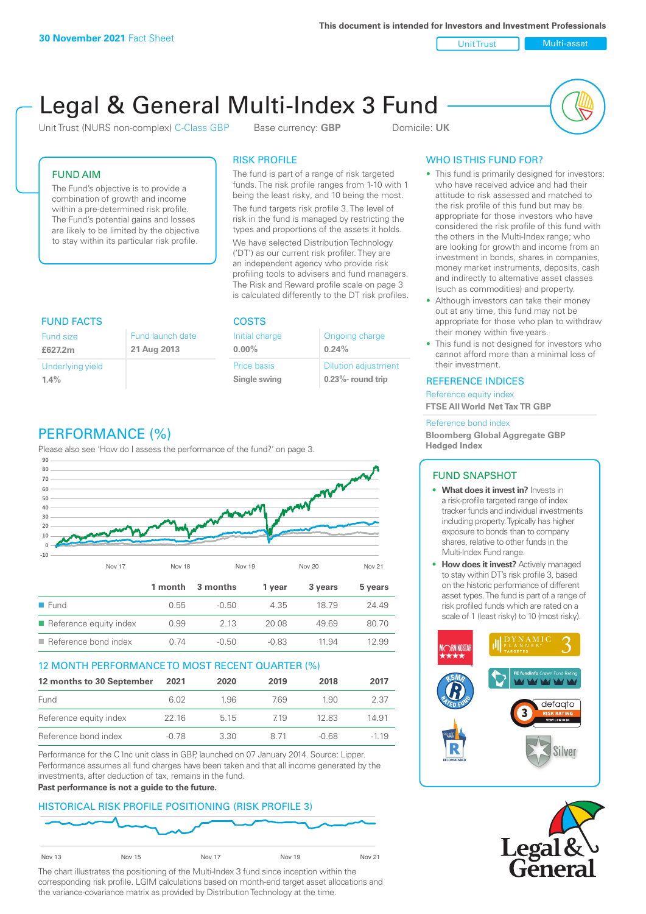**30 November 2021** Fact Sheet

This document is intended for Investors and Investment Professionals

Unit Trust | Multi-asset

# Legal & General Multi-Index 3 Fund

Unit Trust (NURS non-complex) C-Class GBP   Base currency: **GBP**   Domicile: **UK**

## FUND AIM

The Fund's objective is to provide a combination of growth and income within a pre-determined risk profile. The Fund's potential gains and losses are likely to be limited by the objective to stay within its particular risk profile.

## RISK PROFILE

The fund is part of a range of risk targeted funds. The risk profile ranges from 1-10 with 1 being the least risky, and 10 being the most.

The fund targets risk profile 3. The level of risk in the fund is managed by restricting the types and proportions of the assets it holds. We have selected Distribution Technology ('DT') as our current risk profiler. They are an independent agency who provide risk profiling tools to advisers and fund managers. The Risk and Reward profile scale on page 3 is calculated differently to the DT risk profiles.

## WHO IS THIS FUND FOR?

- This fund is primarily designed for investors: who have received advice and had their attitude to risk assessed and matched to the risk profile of this fund but may be appropriate for those investors who have considered the risk profile of this fund with the others in the Multi-Index range; who are looking for growth and income from an investment in bonds, shares in companies, money market instruments, deposits, cash and indirectly to alternative asset classes (such as commodities) and property.
- Although investors can take their money out at any time, this fund may not be appropriate for those who plan to withdraw their money within five years.
- This fund is not designed for investors who cannot afford more than a minimal loss of their investment.

## FUND FACTS

| Fund size | Fund launch date |
|---|---|
| **£627.2m** | **21 Aug 2013** |
| Underlying yield | |
| **1.4%** | |

## COSTS

| Initial charge | Ongoing charge |
|---|---|
| **0.00%** | **0.24%** |
| Price basis | Dilution adjustment |
| **Single swing** | **0.23%- round trip** |

## REFERENCE INDICES

Reference equity index
**FTSE All World Net Tax TR GBP**

Reference bond index
**Bloomberg Global Aggregate GBP Hedged Index**

## PERFORMANCE (%)

Please also see 'How do I assess the performance of the fund?' on page 3.

90
80
70
60
50
40
30
20
10
0
-10
Nov 17
Nov 18
Nov 19
Nov 20
Nov 21

| | 1 month | 3 months | 1 year | 3 years | 5 years |
|---|---|---|---|---|---|
| Fund | 0.55 | -0.50 | 4.35 | 18.79 | 24.49 |
| Reference equity index | 0.99 | 2.13 | 20.08 | 49.69 | 80.70 |
| Reference bond index | 0.74 | -0.50 | -0.83 | 11.94 | 12.99 |

## 12 MONTH PERFORMANCE TO MOST RECENT QUARTER (%)

| 12 months to 30 September | 2021 | 2020 | 2019 | 2018 | 2017 |
|---|---|---|---|---|---|
| Fund | 6.02 | 1.96 | 7.69 | 1.90 | 2.37 |
| Reference equity index | 22.16 | 5.15 | 7.19 | 12.83 | 14.91 |
| Reference bond index | -0.78 | 3.30 | 8.71 | -0.68 | -1.19 |

Performance for the C Inc unit class in GBP, launched on 07 January 2014. Source: Lipper. Performance assumes all fund charges have been taken and that all income generated by the investments, after deduction of tax, remains in the fund.

**Past performance is not a guide to the future.**

## HISTORICAL RISK PROFILE POSITIONING (RISK PROFILE 3)

Nov 13
Nov 15
Nov 17
Nov 19
Nov 21

The chart illustrates the positioning of the Multi-Index 3 fund since inception within the corresponding risk profile. LGIM calculations based on month-end target asset allocations and the variance-covariance matrix as provided by Distribution Technology at the time.

## FUND SNAPSHOT

- **What does it invest in?** Invests in a risk-profile targeted range of index tracker funds and individual investments including property. Typically has higher exposure to bonds than to company shares, relative to other funds in the Multi-Index Fund range.
- **How does it invest?** Actively managed to stay within DT's risk profile 3, based on the historic performance of different asset types. The fund is part of a range of risk profiled funds which are rated on a scale of 1 (least risky) to 10 (most risky).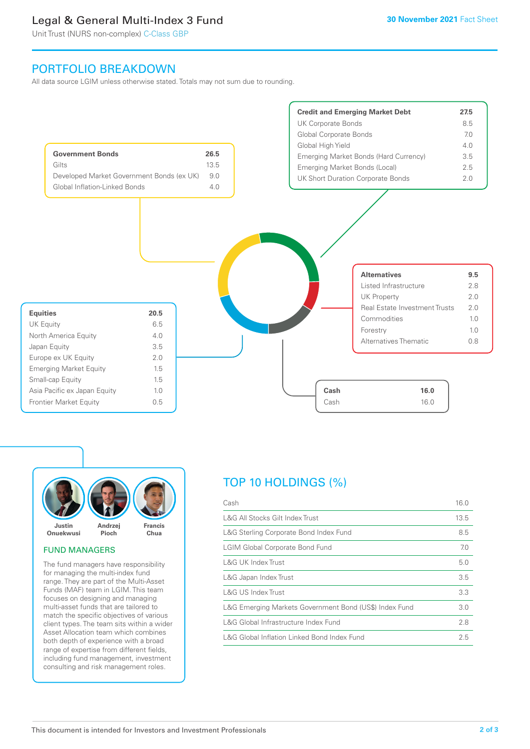# Legal & General Multi-Index 3 Fund

Unit Trust (NURS non-complex) C-Class GBP

**30 November 2021** Fact Sheet

## PORTFOLIO BREAKDOWN

All data source LGIM unless otherwise stated. Totals may not sum due to rounding.

| Government Bonds | 26.5 |
|---|---|
| Gilts | 13.5 |
| Developed Market Government Bonds (ex UK) | 9.0 |
| Global Inflation-Linked Bonds | 4.0 |

| Credit and Emerging Market Debt | 27.5 |
|---|---|
| UK Corporate Bonds | 8.5 |
| Global Corporate Bonds | 7.0 |
| Global High Yield | 4.0 |
| Emerging Market Bonds (Hard Currency) | 3.5 |
| Emerging Market Bonds (Local) | 2.5 |
| UK Short Duration Corporate Bonds | 2.0 |

| Alternatives | 9.5 |
|---|---|
| Listed Infrastructure | 2.8 |
| UK Property | 2.0 |
| Real Estate Investment Trusts | 2.0 |
| Commodities | 1.0 |
| Forestry | 1.0 |
| Alternatives Thematic | 0.8 |

| Equities | 20.5 |
|---|---|
| UK Equity | 6.5 |
| North America Equity | 4.0 |
| Japan Equity | 3.5 |
| Europe ex UK Equity | 2.0 |
| Emerging Market Equity | 1.5 |
| Small-cap Equity | 1.5 |
| Asia Pacific ex Japan Equity | 1.0 |
| Frontier Market Equity | 0.5 |

| Cash | 16.0 |
|---|---|
| Cash | 16.0 |

Justin Onuekwusi
Andrzej Pioch
Francis Chua

### FUND MANAGERS

The fund managers have responsibility for managing the multi-index fund range. They are part of the Multi-Asset Funds (MAF) team in LGIM. This team focuses on designing and managing multi-asset funds that are tailored to match the specific objectives of various client types. The team sits within a wider Asset Allocation team which combines both depth of experience with a broad range of expertise from different fields, including fund management, investment consulting and risk management roles.

## TOP 10 HOLDINGS (%)

| | |
|---|---|
| Cash | 16.0 |
| L&G All Stocks Gilt Index Trust | 13.5 |
| L&G Sterling Corporate Bond Index Fund | 8.5 |
| LGIM Global Corporate Bond Fund | 7.0 |
| L&G UK Index Trust | 5.0 |
| L&G Japan Index Trust | 3.5 |
| L&G US Index Trust | 3.3 |
| L&G Emerging Markets Government Bond (US$) Index Fund | 3.0 |
| L&G Global Infrastructure Index Fund | 2.8 |
| L&G Global Inflation Linked Bond Index Fund | 2.5 |

This document is intended for Investors and Investment Professionals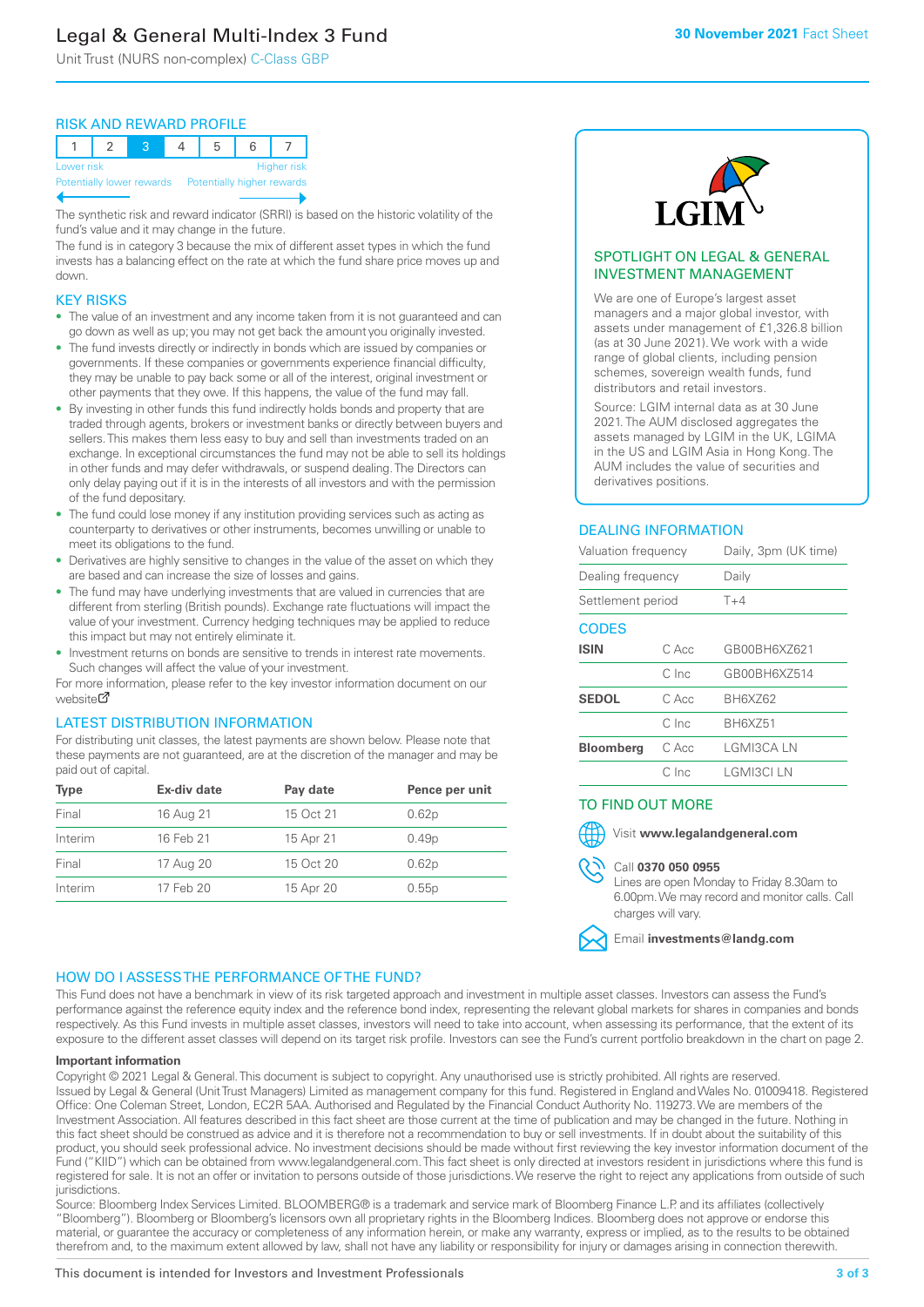# Legal & General Multi-Index 3 Fund

Unit Trust (NURS non-complex) C-Class GBP

**30 November 2021** Fact Sheet

## RISK AND REWARD PROFILE

| 1 | 2 | 3 | 4 | 5 | 6 | 7 |
|---|---|---|---|---|---|---|

Lower risk — Higher risk

Potentially lower rewards — Potentially higher rewards

The synthetic risk and reward indicator (SRRI) is based on the historic volatility of the fund's value and it may change in the future.

The fund is in category 3 because the mix of different asset types in which the fund invests has a balancing effect on the rate at which the fund share price moves up and down.

## KEY RISKS

- The value of an investment and any income taken from it is not guaranteed and can go down as well as up; you may not get back the amount you originally invested.
- The fund invests directly or indirectly in bonds which are issued by companies or governments. If these companies or governments experience financial difficulty, they may be unable to pay back some or all of the interest, original investment or other payments that they owe. If this happens, the value of the fund may fall.
- By investing in other funds this fund indirectly holds bonds and property that are traded through agents, brokers or investment banks or directly between buyers and sellers. This makes them less easy to buy and sell than investments traded on an exchange. In exceptional circumstances the fund may not be able to sell its holdings in other funds and may defer withdrawals, or suspend dealing. The Directors can only delay paying out if it is in the interests of all investors and with the permission of the fund depositary.
- The fund could lose money if any institution providing services such as acting as counterparty to derivatives or other instruments, becomes unwilling or unable to meet its obligations to the fund.
- Derivatives are highly sensitive to changes in the value of the asset on which they are based and can increase the size of losses and gains.
- The fund may have underlying investments that are valued in currencies that are different from sterling (British pounds). Exchange rate fluctuations will impact the value of your investment. Currency hedging techniques may be applied to reduce this impact but may not entirely eliminate it.
- Investment returns on bonds are sensitive to trends in interest rate movements. Such changes will affect the value of your investment.

For more information, please refer to the key investor information document on our website

## LATEST DISTRIBUTION INFORMATION

For distributing unit classes, the latest payments are shown below. Please note that these payments are not guaranteed, are at the discretion of the manager and may be paid out of capital.

| Type | Ex-div date | Pay date | Pence per unit |
|---|---|---|---|
| Final | 16 Aug 21 | 15 Oct 21 | 0.62p |
| Interim | 16 Feb 21 | 15 Apr 21 | 0.49p |
| Final | 17 Aug 20 | 15 Oct 20 | 0.62p |
| Interim | 17 Feb 20 | 15 Apr 20 | 0.55p |

## SPOTLIGHT ON LEGAL & GENERAL INVESTMENT MANAGEMENT

We are one of Europe's largest asset managers and a major global investor, with assets under management of £1,326.8 billion (as at 30 June 2021). We work with a wide range of global clients, including pension schemes, sovereign wealth funds, fund distributors and retail investors.

Source: LGIM internal data as at 30 June 2021. The AUM disclosed aggregates the assets managed by LGIM in the UK, LGIMA in the US and LGIM Asia in Hong Kong. The AUM includes the value of securities and derivatives positions.

## DEALING INFORMATION

| | |
|---|---|
| Valuation frequency | Daily, 3pm (UK time) |
| Dealing frequency | Daily |
| Settlement period | T+4 |

## CODES

| | | |
|---|---|---|
| **ISIN** | C Acc | GB00BH6XZ621 |
| | C Inc | GB00BH6XZ514 |
| **SEDOL** | C Acc | BH6XZ62 |
| | C Inc | BH6XZ51 |
| **Bloomberg** | C Acc | LGMI3CA LN |
| | C Inc | LGMI3CI LN |

## TO FIND OUT MORE

Visit **www.legalandgeneral.com**

Call **0370 050 0955**
Lines are open Monday to Friday 8.30am to 6.00pm. We may record and monitor calls. Call charges will vary.

Email **investments@landg.com**

## HOW DO I ASSESS THE PERFORMANCE OF THE FUND?

This Fund does not have a benchmark in view of its risk targeted approach and investment in multiple asset classes. Investors can assess the Fund's performance against the reference equity index and the reference bond index, representing the relevant global markets for shares in companies and bonds respectively. As this Fund invests in multiple asset classes, investors will need to take into account, when assessing its performance, that the extent of its exposure to the different asset classes will depend on its target risk profile. Investors can see the Fund's current portfolio breakdown in the chart on page 2.

**Important information**

Copyright © 2021 Legal & General. This document is subject to copyright. Any unauthorised use is strictly prohibited. All rights are reserved.

Issued by Legal & General (Unit Trust Managers) Limited as management company for this fund. Registered in England and Wales No. 01009418. Registered Office: One Coleman Street, London, EC2R 5AA. Authorised and Regulated by the Financial Conduct Authority No. 119273. We are members of the Investment Association. All features described in this fact sheet are those current at the time of publication and may be changed in the future. Nothing in this fact sheet should be construed as advice and it is therefore not a recommendation to buy or sell investments. If in doubt about the suitability of this product, you should seek professional advice. No investment decisions should be made without first reviewing the key investor information document of the Fund ("KIID") which can be obtained from www.legalandgeneral.com. This fact sheet is only directed at investors resident in jurisdictions where this fund is registered for sale. It is not an offer or invitation to persons outside of those jurisdictions. We reserve the right to reject any applications from outside of such jurisdictions.

Source: Bloomberg Index Services Limited. BLOOMBERG® is a trademark and service mark of Bloomberg Finance L.P. and its affiliates (collectively "Bloomberg"). Bloomberg or Bloomberg's licensors own all proprietary rights in the Bloomberg Indices. Bloomberg does not approve or endorse this material, or guarantee the accuracy or completeness of any information herein, or make any warranty, express or implied, as to the results to be obtained therefrom and, to the maximum extent allowed by law, shall not have any liability or responsibility for injury or damages arising in connection therewith.

This document is intended for Investors and Investment Professionals